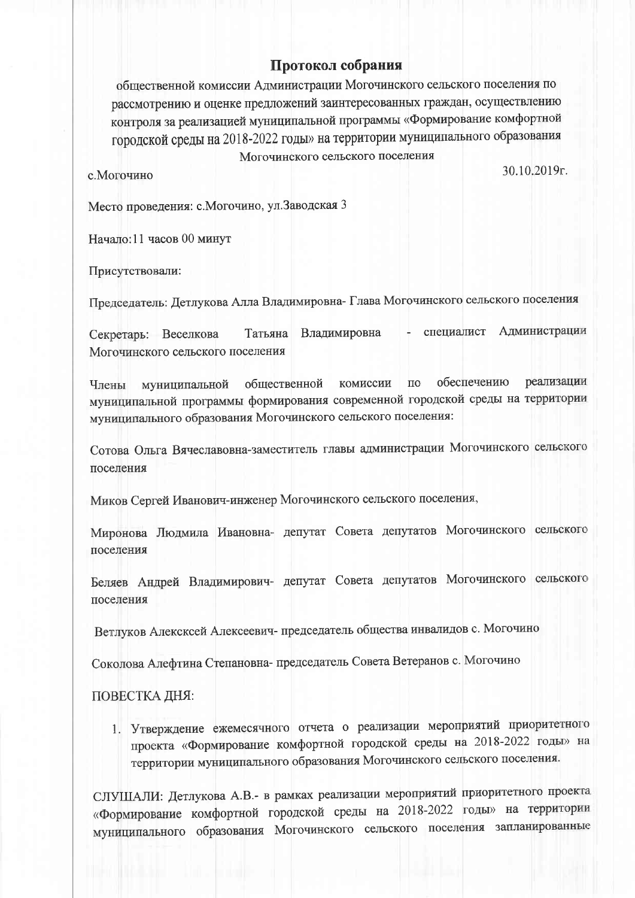# Протокол собрания

общественной комиссии Администрации Могочинского сельского поселения по рассмотрению и оценке предложений заинтересованных граждан, осуществлению контроля за реализацией муниципальной программы «Формирование комфортной городской среды на 2018-2022 годы» на территории муниципального образования Могочинского сельского поселения

с.Могочино 30.10.2019г.

Место проведения: с.Могочино, ул.Заводская 3

Начало:11 часов 00 минут

Присутствовали:

Председатель: Детлукова Алла Владимировна- Глава Могочинского сельского поселения

Секретарь: Веселкова Татьяна Владимировна - специалист Администрации Могочинского сельского поселения

Члены муниципальной общественной комиссии по обеспечению реализации муниципальной программы формирования современной городской среды на территории муниципального образования Могочинского сельского поселения:

Сотова Ольга Вячеславовна-заместитель главы администрации Могочинского сельского поселения

Миков Сергей Иванович-инженер Могочинского сельского поселения,

Миронова Людмила Ивановна- депутат Совета депутатов Могочинского сельского поселения

Беляев Андрей Владимирович- депутат Совета депутатов Могочинского сельского поселения

Ветлуков Алекксей Алексеевич- председатель общества инвалидов с. Могочино

Соколова Алефтина Степановна- председатель Совета Ветеранов с. Могочино

ПОВЕСТКА ДНЯ:

1. Утверждение ежемесячного отчета о реализации мероприятий приоритетного проекта «Формирование комфортной городской среды на 2018-2022 годы» на территории муниципального образования Могочинского сельского поселения.

СЛУШАЛИ: Детлукова А.В.- в рамках реализации мероприятий приоритетного проекта «Формирование комфортной городской среды на 2018-2022 годы» на территории муниципального образования Могочинского сельского поселения запланированные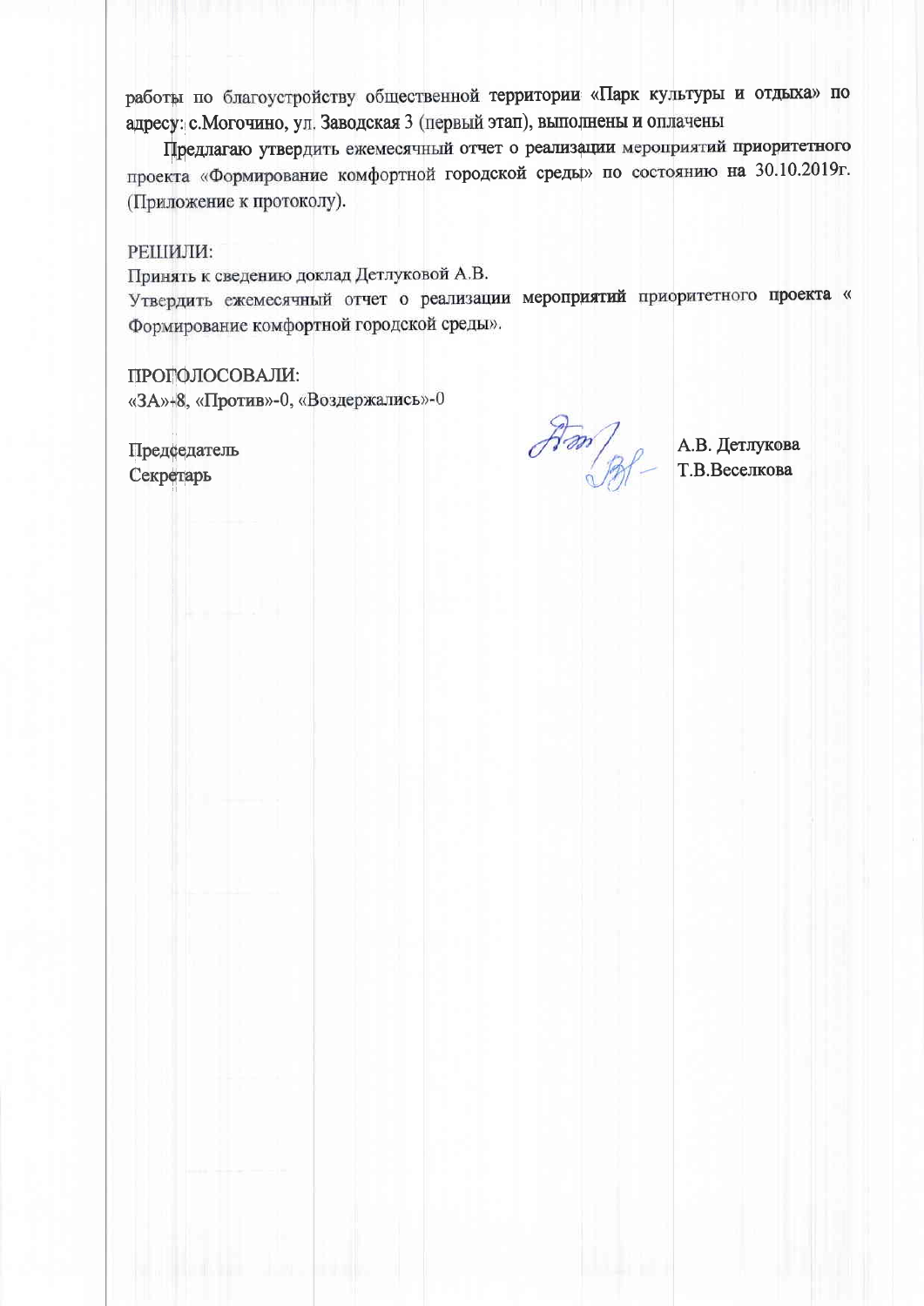работы по благоустройству общественной территории «Парк культуры и отдыха» по адресу: с.Могочино, ул. Заводская 3 (первый этап), выполнены и оплачены

Предлагаю утвердить ежемесячный отчет о реализации мероприятий приоритетного проекта «Формирование комфортной городской среды» по состоянию на 30.10.2019г. (Приложение к протоколу).

РЕШИЛИ:

Принять к сведению доклад Детлуковой А.В.

Утвердить ежемесячный отчет о реализации мероприятий приоритетного проекта « Формирование комфортной городской среды».

ПРОГОЛОСОВАЛИ:

«ЗА»-8, «Против»-0, «Воздержались»-0

Председатель А.В. Детлукова

Секретарь Т.В.Веселкова